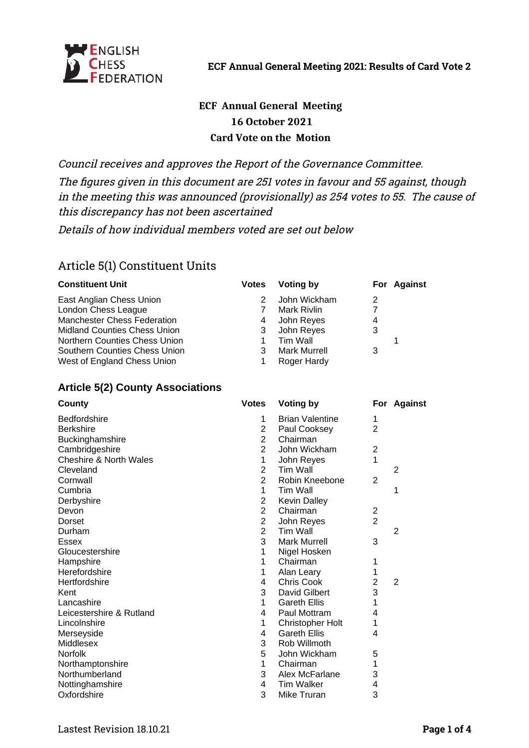**ECF Annual General Meeting 2021: Results of Card Vote 2**

# ECF Annual General Meeting
## 16 October 2021
## Card Vote on the Motion

*Council receives and approves the Report of the Governance Committee.*

*The figures given in this document are 251 votes in favour and 55 against, though in the meeting this was announced (provisionally) as 254 votes to 55. The cause of this discrepancy has not been ascertained*

*Details of how individual members voted are set out below*

## Article 5(1) Constituent Units

| Constituent Unit | Votes | Voting by | For | Against |
|---|---|---|---|---|
| East Anglian Chess Union | 2 | John Wickham | 2 | |
| London Chess League | 7 | Mark Rivlin | 7 | |
| Manchester Chess Federation | 4 | John Reyes | 4 | |
| Midland Counties Chess Union | 3 | John Reyes | 3 | |
| Northern Counties Chess Union | 1 | Tim Wall | | 1 |
| Southern Counties Chess Union | 3 | Mark Murrell | 3 | |
| West of England Chess Union | 1 | Roger Hardy | | |

### Article 5(2) County Associations

| County | Votes | Voting by | For | Against |
|---|---|---|---|---|
| Bedfordshire | 1 | Brian Valentine | 1 | |
| Berkshire | 2 | Paul Cooksey | 2 | |
| Buckinghamshire | 2 | Chairman | | |
| Cambridgeshire | 2 | John Wickham | 2 | |
| Cheshire & North Wales | 1 | John Reyes | 1 | |
| Cleveland | 2 | Tim Wall | | 2 |
| Cornwall | 2 | Robin Kneebone | 2 | |
| Cumbria | 1 | Tim Wall | | 1 |
| Derbyshire | 2 | Kevin Dalley | | |
| Devon | 2 | Chairman | 2 | |
| Dorset | 2 | John Reyes | 2 | |
| Durham | 2 | Tim Wall | | 2 |
| Essex | 3 | Mark Murrell | 3 | |
| Gloucestershire | 1 | Nigel Hosken | | |
| Hampshire | 1 | Chairman | 1 | |
| Herefordshire | 1 | Alan Leary | 1 | |
| Hertfordshire | 4 | Chris Cook | 2 | 2 |
| Kent | 3 | David Gilbert | 3 | |
| Lancashire | 1 | Gareth Ellis | 1 | |
| Leicestershire & Rutland | 4 | Paul Mottram | 4 | |
| Lincolnshire | 1 | Christopher Holt | 1 | |
| Merseyside | 4 | Gareth Ellis | 4 | |
| Middlesex | 3 | Rob Willmoth | | |
| Norfolk | 5 | John Wickham | 5 | |
| Northamptonshire | 1 | Chairman | 1 | |
| Northumberland | 3 | Alex McFarlane | 3 | |
| Nottinghamshire | 4 | Tim Walker | 4 | |
| Oxfordshire | 3 | Mike Truran | 3 | |

Lastest Revision 18.10.21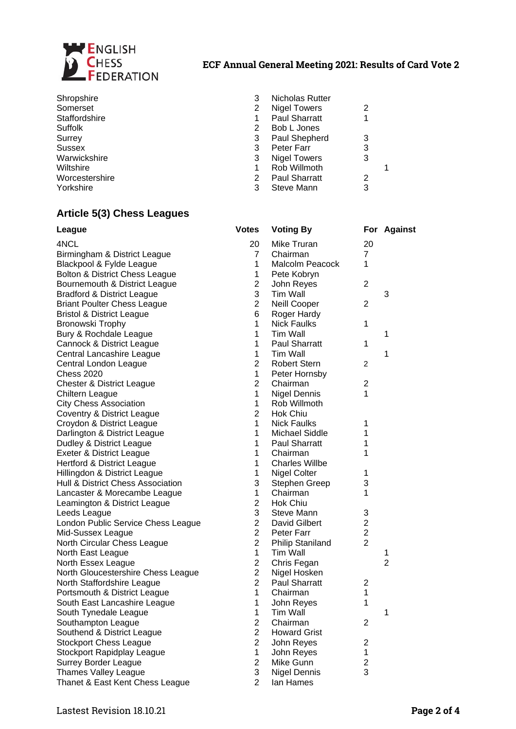ECF Annual General Meeting 2021: Results of Card Vote 2

| | | | | |
|---|---|---|---|---|
| Shropshire | 3 | Nicholas Rutter | | |
| Somerset | 2 | Nigel Towers | 2 | |
| Staffordshire | 1 | Paul Sharratt | 1 | |
| Suffolk | 2 | Bob L Jones | | |
| Surrey | 3 | Paul Shepherd | 3 | |
| Sussex | 3 | Peter Farr | 3 | |
| Warwickshire | 3 | Nigel Towers | 3 | |
| Wiltshire | 1 | Rob Willmoth | | 1 |
| Worcestershire | 2 | Paul Sharratt | 2 | |
| Yorkshire | 3 | Steve Mann | 3 | |

## Article 5(3) Chess Leagues

| League | Votes | Voting By | For | Against |
|---|---|---|---|---|
| 4NCL | 20 | Mike Truran | 20 | |
| Birmingham & District League | 7 | Chairman | 7 | |
| Blackpool & Fylde League | 1 | Malcolm Peacock | 1 | |
| Bolton & District Chess League | 1 | Pete Kobryn | | |
| Bournemouth & District League | 2 | John Reyes | 2 | |
| Bradford & District League | 3 | Tim Wall | | 3 |
| Briant Poulter Chess League | 2 | Neill Cooper | 2 | |
| Bristol & District League | 6 | Roger Hardy | | |
| Bronowski Trophy | 1 | Nick Faulks | 1 | |
| Bury & Rochdale League | 1 | Tim Wall | | 1 |
| Cannock & District League | 1 | Paul Sharratt | 1 | |
| Central Lancashire League | 1 | Tim Wall | | 1 |
| Central London League | 2 | Robert Stern | 2 | |
| Chess 2020 | 1 | Peter Hornsby | | |
| Chester & District League | 2 | Chairman | 2 | |
| Chiltern League | 1 | Nigel Dennis | 1 | |
| City Chess Association | 1 | Rob Willmoth | | |
| Coventry & District League | 2 | Hok Chiu | | |
| Croydon & District League | 1 | Nick Faulks | 1 | |
| Darlington & District League | 1 | Michael Siddle | 1 | |
| Dudley & District League | 1 | Paul Sharratt | 1 | |
| Exeter & District League | 1 | Chairman | 1 | |
| Hertford & District League | 1 | Charles Willbe | | |
| Hillingdon & District League | 1 | Nigel Colter | 1 | |
| Hull & District Chess Association | 3 | Stephen Greep | 3 | |
| Lancaster & Morecambe League | 1 | Chairman | 1 | |
| Leamington & District League | 2 | Hok Chiu | | |
| Leeds League | 3 | Steve Mann | 3 | |
| London Public Service Chess League | 2 | David Gilbert | 2 | |
| Mid-Sussex League | 2 | Peter Farr | 2 | |
| North Circular Chess League | 2 | Philip Staniland | 2 | |
| North East League | 1 | Tim Wall | | 1 |
| North Essex League | 2 | Chris Fegan | | 2 |
| North Gloucestershire Chess League | 2 | Nigel Hosken | | |
| North Staffordshire League | 2 | Paul Sharratt | 2 | |
| Portsmouth & District League | 1 | Chairman | 1 | |
| South East Lancashire League | 1 | John Reyes | 1 | |
| South Tynedale League | 1 | Tim Wall | | 1 |
| Southampton League | 2 | Chairman | 2 | |
| Southend & District League | 2 | Howard Grist | | |
| Stockport Chess League | 2 | John Reyes | 2 | |
| Stockport Rapidplay League | 1 | John Reyes | 1 | |
| Surrey Border League | 2 | Mike Gunn | 2 | |
| Thames Valley League | 3 | Nigel Dennis | 3 | |
| Thanet & East Kent Chess League | 2 | Ian Hames | | |

Lastest Revision 18.10.21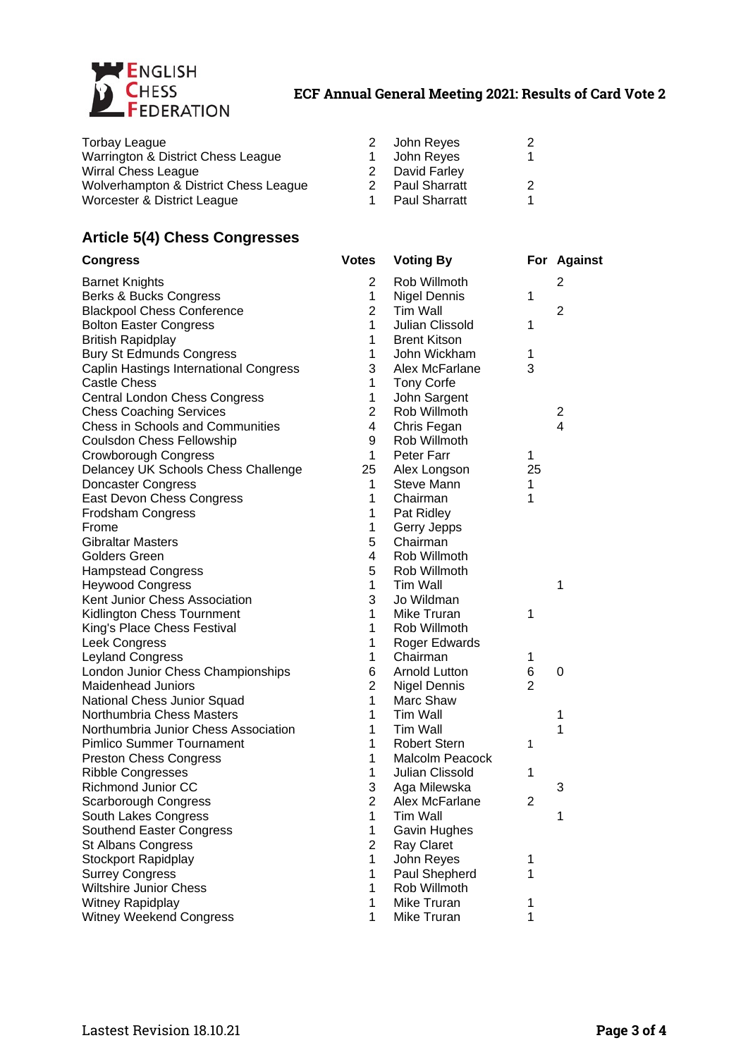# ECF Annual General Meeting 2021: Results of Card Vote 2

| | | | | |
|---|---|---|---|---|
| Torbay League | 2 | John Reyes | 2 | |
| Warrington & District Chess League | 1 | John Reyes | 1 | |
| Wirral Chess League | 2 | David Farley | | |
| Wolverhampton & District Chess League | 2 | Paul Sharratt | 2 | |
| Worcester & District League | 1 | Paul Sharratt | 1 | |

## Article 5(4) Chess Congresses

| Congress | Votes | Voting By | For | Against |
|---|---|---|---|---|
| Barnet Knights | 2 | Rob Willmoth | | 2 |
| Berks & Bucks Congress | 1 | Nigel Dennis | 1 | |
| Blackpool Chess Conference | 2 | Tim Wall | | 2 |
| Bolton Easter Congress | 1 | Julian Clissold | 1 | |
| British Rapidplay | 1 | Brent Kitson | | |
| Bury St Edmunds Congress | 1 | John Wickham | 1 | |
| Caplin Hastings International Congress | 3 | Alex McFarlane | 3 | |
| Castle Chess | 1 | Tony Corfe | | |
| Central London Chess Congress | 1 | John Sargent | | |
| Chess Coaching Services | 2 | Rob Willmoth | | 2 |
| Chess in Schools and Communities | 4 | Chris Fegan | | 4 |
| Coulsdon Chess Fellowship | 9 | Rob Willmoth | | |
| Crowborough Congress | 1 | Peter Farr | 1 | |
| Delancey UK Schools Chess Challenge | 25 | Alex Longson | 25 | |
| Doncaster Congress | 1 | Steve Mann | 1 | |
| East Devon Chess Congress | 1 | Chairman | 1 | |
| Frodsham Congress | 1 | Pat Ridley | | |
| Frome | 1 | Gerry Jepps | | |
| Gibraltar Masters | 5 | Chairman | | |
| Golders Green | 4 | Rob Willmoth | | |
| Hampstead Congress | 5 | Rob Willmoth | | |
| Heywood Congress | 1 | Tim Wall | | 1 |
| Kent Junior Chess Association | 3 | Jo Wildman | | |
| Kidlington Chess Tournment | 1 | Mike Truran | 1 | |
| King's Place Chess Festival | 1 | Rob Willmoth | | |
| Leek Congress | 1 | Roger Edwards | | |
| Leyland Congress | 1 | Chairman | 1 | |
| London Junior Chess Championships | 6 | Arnold Lutton | 6 | 0 |
| Maidenhead Juniors | 2 | Nigel Dennis | 2 | |
| National Chess Junior Squad | 1 | Marc Shaw | | |
| Northumbria Chess Masters | 1 | Tim Wall | | 1 |
| Northumbria Junior Chess Association | 1 | Tim Wall | | 1 |
| Pimlico Summer Tournament | 1 | Robert Stern | 1 | |
| Preston Chess Congress | 1 | Malcolm Peacock | | |
| Ribble Congresses | 1 | Julian Clissold | 1 | |
| Richmond Junior CC | 3 | Aga Milewska | | 3 |
| Scarborough Congress | 2 | Alex McFarlane | 2 | |
| South Lakes Congress | 1 | Tim Wall | | 1 |
| Southend Easter Congress | 1 | Gavin Hughes | | |
| St Albans Congress | 2 | Ray Claret | | |
| Stockport Rapidplay | 1 | John Reyes | 1 | |
| Surrey Congress | 1 | Paul Shepherd | 1 | |
| Wiltshire Junior Chess | 1 | Rob Willmoth | | |
| Witney Rapidplay | 1 | Mike Truran | 1 | |
| Witney Weekend Congress | 1 | Mike Truran | 1 | |

Lastest Revision 18.10.21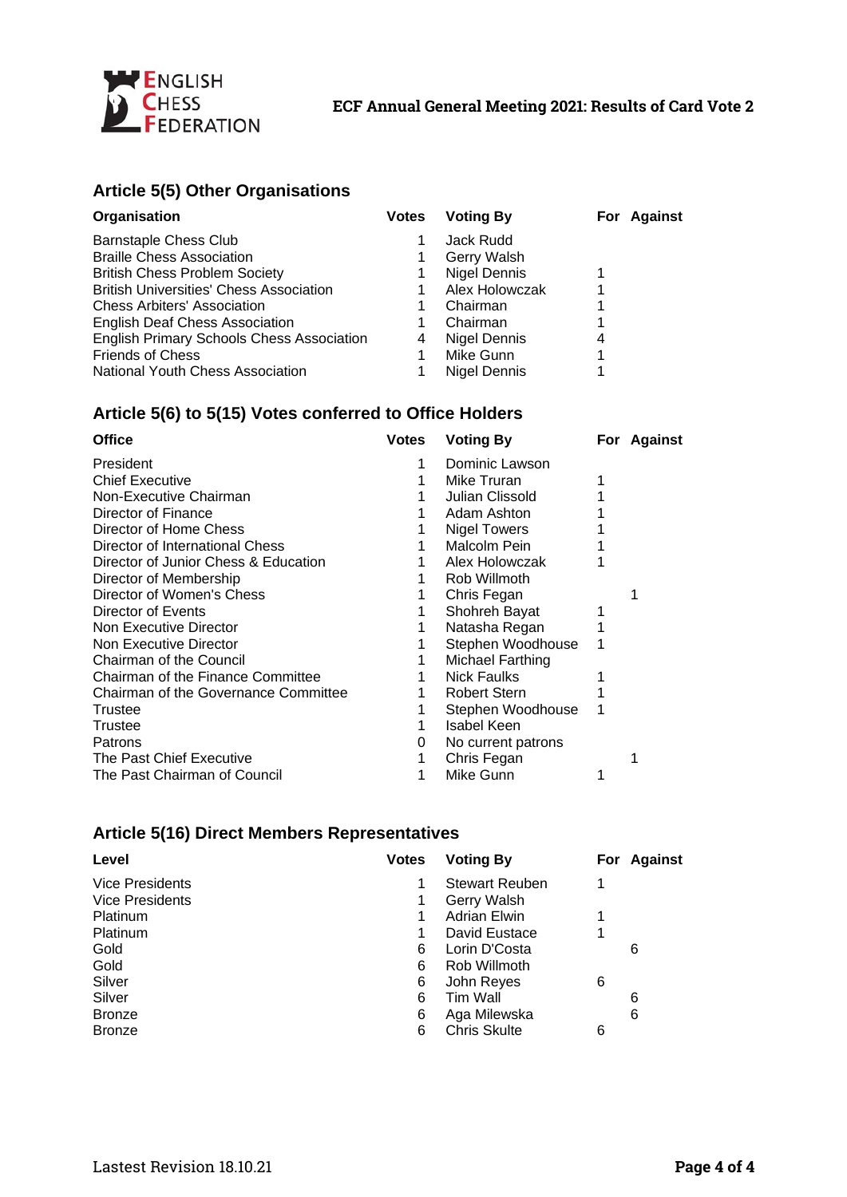# ECF Annual General Meeting 2021: Results of Card Vote 2

## Article 5(5) Other Organisations

| Organisation | Votes | Voting By | For | Against |
|---|---|---|---|---|
| Barnstaple Chess Club | 1 | Jack Rudd | | |
| Braille Chess Association | 1 | Gerry Walsh | | |
| British Chess Problem Society | 1 | Nigel Dennis | 1 | |
| British Universities' Chess Association | 1 | Alex Holowczak | 1 | |
| Chess Arbiters' Association | 1 | Chairman | 1 | |
| English Deaf Chess Association | 1 | Chairman | 1 | |
| English Primary Schools Chess Association | 4 | Nigel Dennis | 4 | |
| Friends of Chess | 1 | Mike Gunn | 1 | |
| National Youth Chess Association | 1 | Nigel Dennis | 1 | |

## Article 5(6) to 5(15) Votes conferred to Office Holders

| Office | Votes | Voting By | For | Against |
|---|---|---|---|---|
| President | 1 | Dominic Lawson | | |
| Chief Executive | 1 | Mike Truran | 1 | |
| Non-Executive Chairman | 1 | Julian Clissold | 1 | |
| Director of Finance | 1 | Adam Ashton | 1 | |
| Director of Home Chess | 1 | Nigel Towers | 1 | |
| Director of International Chess | 1 | Malcolm Pein | 1 | |
| Director of Junior Chess & Education | 1 | Alex Holowczak | 1 | |
| Director of Membership | 1 | Rob Willmoth | | |
| Director of Women's Chess | 1 | Chris Fegan | | 1 |
| Director of Events | 1 | Shohreh Bayat | 1 | |
| Non Executive Director | 1 | Natasha Regan | 1 | |
| Non Executive Director | 1 | Stephen Woodhouse | 1 | |
| Chairman of the Council | 1 | Michael Farthing | | |
| Chairman of the Finance Committee | 1 | Nick Faulks | 1 | |
| Chairman of the Governance Committee | 1 | Robert Stern | 1 | |
| Trustee | 1 | Stephen Woodhouse | 1 | |
| Trustee | 1 | Isabel Keen | | |
| Patrons | 0 | No current patrons | | |
| The Past Chief Executive | 1 | Chris Fegan | | 1 |
| The Past Chairman of Council | 1 | Mike Gunn | 1 | |

## Article 5(16) Direct Members Representatives

| Level | Votes | Voting By | For | Against |
|---|---|---|---|---|
| Vice Presidents | 1 | Stewart Reuben | 1 | |
| Vice Presidents | 1 | Gerry Walsh | | |
| Platinum | 1 | Adrian Elwin | 1 | |
| Platinum | 1 | David Eustace | 1 | |
| Gold | 6 | Lorin D'Costa | | 6 |
| Gold | 6 | Rob Willmoth | | |
| Silver | 6 | John Reyes | 6 | |
| Silver | 6 | Tim Wall | | 6 |
| Bronze | 6 | Aga Milewska | | 6 |
| Bronze | 6 | Chris Skulte | 6 | |

Lastest Revision 18.10.21